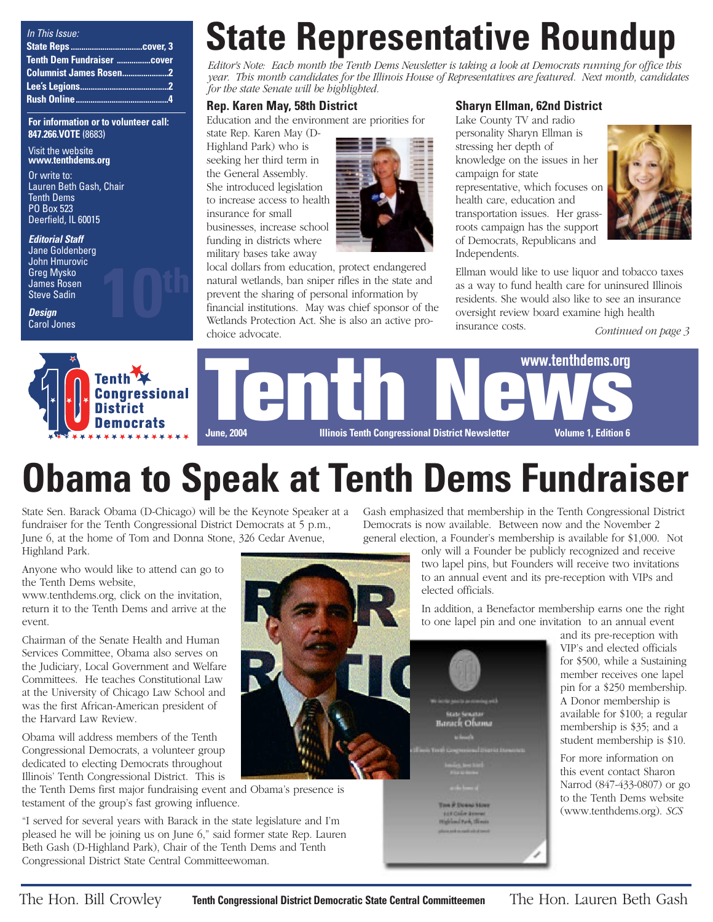*In This Issue:*

- State Reps ..... cover, 3
- Tenth Dem Fundraiser ..... cover
- Columnist James Rosen ..... 2
- Lee's Legions ..... 2
- Rush Online ..... 4

**For information or to volunteer call:**
**847.266.VOTE** (8683)

Visit the website
**www.tenthdems.org**

Or write to:
Lauren Beth Gash, Chair
Tenth Dems
PO Box 523
Deerfield, IL 60015

***Editorial Staff***
Jane Goldenberg
John Hmurovic
Greg Mysko
James Rosen
Steve Sadin

***Design***
Carol Jones

# State Representative Roundup

*Editor's Note: Each month the Tenth Dems Newsletter is taking a look at Democrats running for office this year. This month candidates for the Illinois House of Representatives are featured. Next month, candidates for the state Senate will be highlighted.*

### Rep. Karen May, 58th District

Education and the environment are priorities for state Rep. Karen May (D-Highland Park) who is seeking her third term in the General Assembly. She introduced legislation to increase access to health insurance for small businesses, increase school funding in districts where military bases take away local dollars from education, protect endangered natural wetlands, ban sniper rifles in the state and prevent the sharing of personal information by financial institutions. May was chief sponsor of the Wetlands Protection Act. She is also an active pro-choice advocate.

### Sharyn Ellman, 62nd District

Lake County TV and radio personality Sharyn Ellman is stressing her depth of knowledge on the issues in her campaign for state representative, which focuses on health care, education and transportation issues. Her grass-roots campaign has the support of Democrats, Republicans and Independents.

Ellman would like to use liquor and tobacco taxes as a way to fund health care for uninsured Illinois residents. She would also like to see an insurance oversight review board examine high health insurance costs.

*Continued on page 3*

**Tenth Congressional District Democrats**

# Tenth News

**www.tenthdems.org**

**June, 2004** — **Illinois Tenth Congressional District Newsletter** — **Volume 1, Edition 6**

# Obama to Speak at Tenth Dems Fundraiser

State Sen. Barack Obama (D-Chicago) will be the Keynote Speaker at a fundraiser for the Tenth Congressional District Democrats at 5 p.m., June 6, at the home of Tom and Donna Stone, 326 Cedar Avenue, Highland Park.

Anyone who would like to attend can go to the Tenth Dems website, www.tenthdems.org, click on the invitation, return it to the Tenth Dems and arrive at the event.

Chairman of the Senate Health and Human Services Committee, Obama also serves on the Judiciary, Local Government and Welfare Committees. He teaches Constitutional Law at the University of Chicago Law School and was the first African-American president of the Harvard Law Review.

Obama will address members of the Tenth Congressional Democrats, a volunteer group dedicated to electing Democrats throughout Illinois' Tenth Congressional District. This is the Tenth Dems first major fundraising event and Obama's presence is testament of the group's fast growing influence.

"I served for several years with Barack in the state legislature and I'm pleased he will be joining us on June 6," said former state Rep. Lauren Beth Gash (D-Highland Park), Chair of the Tenth Dems and Tenth Congressional District State Central Committeewoman.

Gash emphasized that membership in the Tenth Congressional District Democrats is now available. Between now and the November 2 general election, a Founder's membership is available for $1,000. Not only will a Founder be publicly recognized and receive two lapel pins, but Founders will receive two invitations to an annual event and its pre-reception with VIPs and elected officials.

In addition, a Benefactor membership earns one the right to one lapel pin and one invitation to an annual event and its pre-reception with VIP's and elected officials for $500, while a Sustaining member receives one lapel pin for a $250 membership. A Donor membership is available for $100; a regular membership is $35; and a student membership is $10.

For more information on this event contact Sharon Narrod (847-433-0807) or go to the Tenth Dems website (www.tenthdems.org). *SCS*

The Hon. Bill Crowley — **Tenth Congressional District Democratic State Central Committeemen** — The Hon. Lauren Beth Gash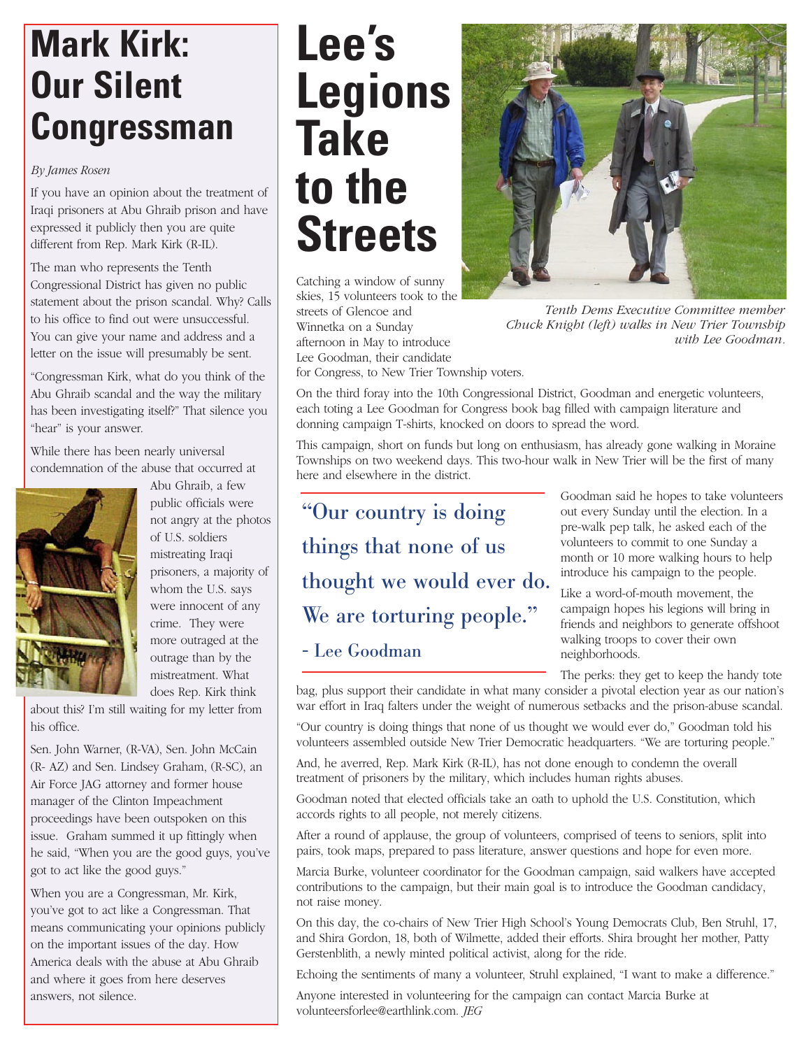# Mark Kirk: Our Silent Congressman

*By James Rosen*

If you have an opinion about the treatment of Iraqi prisoners at Abu Ghraib prison and have expressed it publicly then you are quite different from Rep. Mark Kirk (R-IL).

The man who represents the Tenth Congressional District has given no public statement about the prison scandal. Why? Calls to his office to find out were unsuccessful. You can give your name and address and a letter on the issue will presumably be sent.

"Congressman Kirk, what do you think of the Abu Ghraib scandal and the way the military has been investigating itself?" That silence you "hear" is your answer.

While there has been nearly universal condemnation of the abuse that occurred at Abu Ghraib, a few public officials were not angry at the photos of U.S. soldiers mistreating Iraqi prisoners, a majority of whom the U.S. says were innocent of any crime. They were more outraged at the outrage than by the mistreatment. What does Rep. Kirk think about this? I'm still waiting for my letter from his office.

Sen. John Warner, (R-VA), Sen. John McCain (R- AZ) and Sen. Lindsey Graham, (R-SC), an Air Force JAG attorney and former house manager of the Clinton Impeachment proceedings have been outspoken on this issue. Graham summed it up fittingly when he said, "When you are the good guys, you've got to act like the good guys."

When you are a Congressman, Mr. Kirk, you've got to act like a Congressman. That means communicating your opinions publicly on the important issues of the day. How America deals with the abuse at Abu Ghraib and where it goes from here deserves answers, not silence.

# Lee's Legions Take to the Streets

*Tenth Dems Executive Committee member Chuck Knight (left) walks in New Trier Township with Lee Goodman.*

Catching a window of sunny skies, 15 volunteers took to the streets of Glencoe and Winnetka on a Sunday afternoon in May to introduce Lee Goodman, their candidate for Congress, to New Trier Township voters.

On the third foray into the 10th Congressional District, Goodman and energetic volunteers, each toting a Lee Goodman for Congress book bag filled with campaign literature and donning campaign T-shirts, knocked on doors to spread the word.

This campaign, short on funds but long on enthusiasm, has already gone walking in Moraine Townships on two weekend days. This two-hour walk in New Trier will be the first of many here and elsewhere in the district.

> "Our country is doing things that none of us thought we would ever do. We are torturing people."
>
> - Lee Goodman

Goodman said he hopes to take volunteers out every Sunday until the election. In a pre-walk pep talk, he asked each of the volunteers to commit to one Sunday a month or 10 more walking hours to help introduce his campaign to the people.

Like a word-of-mouth movement, the campaign hopes his legions will bring in friends and neighbors to generate offshoot walking troops to cover their own neighborhoods.

The perks: they get to keep the handy tote bag, plus support their candidate in what many consider a pivotal election year as our nation's war effort in Iraq falters under the weight of numerous setbacks and the prison-abuse scandal.

"Our country is doing things that none of us thought we would ever do," Goodman told his volunteers assembled outside New Trier Democratic headquarters. "We are torturing people."

And, he averred, Rep. Mark Kirk (R-IL), has not done enough to condemn the overall treatment of prisoners by the military, which includes human rights abuses.

Goodman noted that elected officials take an oath to uphold the U.S. Constitution, which accords rights to all people, not merely citizens.

After a round of applause, the group of volunteers, comprised of teens to seniors, split into pairs, took maps, prepared to pass literature, answer questions and hope for even more.

Marcia Burke, volunteer coordinator for the Goodman campaign, said walkers have accepted contributions to the campaign, but their main goal is to introduce the Goodman candidacy, not raise money.

On this day, the co-chairs of New Trier High School's Young Democrats Club, Ben Struhl, 17, and Shira Gordon, 18, both of Wilmette, added their efforts. Shira brought her mother, Patty Gerstenblith, a newly minted political activist, along for the ride.

Echoing the sentiments of many a volunteer, Struhl explained, "I want to make a difference."

Anyone interested in volunteering for the campaign can contact Marcia Burke at volunteersforlee@earthlink.com. *JEG*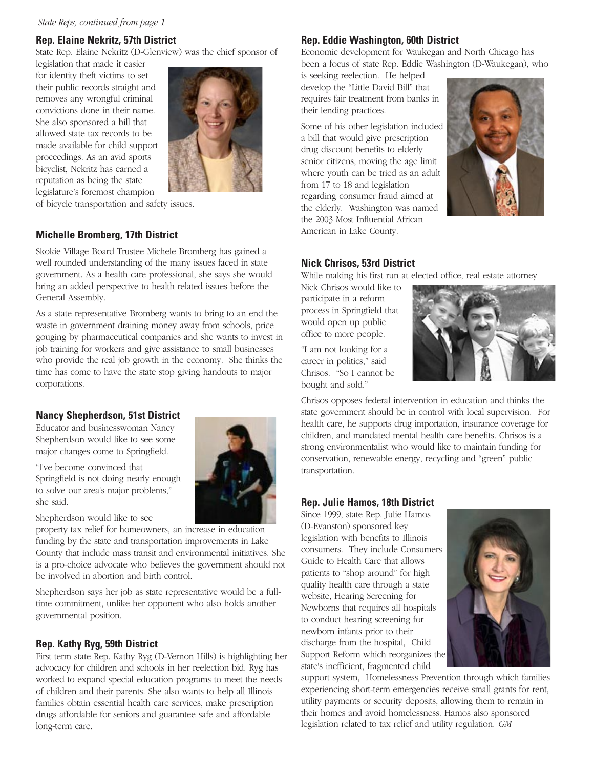*State Reps, continued from page 1*

### Rep. Elaine Nekritz, 57th District

State Rep. Elaine Nekritz (D-Glenview) was the chief sponsor of legislation that made it easier for identity theft victims to set their public records straight and removes any wrongful criminal convictions done in their name. She also sponsored a bill that allowed state tax records to be made available for child support proceedings. As an avid sports bicyclist, Nekritz has earned a reputation as being the state legislature's foremost champion of bicycle transportation and safety issues.

### Michelle Bromberg, 17th District

Skokie Village Board Trustee Michele Bromberg has gained a well rounded understanding of the many issues faced in state government. As a health care professional, she says she would bring an added perspective to health related issues before the General Assembly.

As a state representative Bromberg wants to bring to an end the waste in government draining money away from schools, price gouging by pharmaceutical companies and she wants to invest in job training for workers and give assistance to small businesses who provide the real job growth in the economy. She thinks the time has come to have the state stop giving handouts to major corporations.

### Nancy Shepherdson, 51st District

Educator and businesswoman Nancy Shepherdson would like to see some major changes come to Springfield.

"I've become convinced that Springfield is not doing nearly enough to solve our area's major problems," she said.

Shepherdson would like to see property tax relief for homeowners, an increase in education funding by the state and transportation improvements in Lake County that include mass transit and environmental initiatives. She is a pro-choice advocate who believes the government should not be involved in abortion and birth control.

Shepherdson says her job as state representative would be a full-time commitment, unlike her opponent who also holds another governmental position.

### Rep. Kathy Ryg, 59th District

First term state Rep. Kathy Ryg (D-Vernon Hills) is highlighting her advocacy for children and schools in her reelection bid. Ryg has worked to expand special education programs to meet the needs of children and their parents. She also wants to help all Illinois families obtain essential health care services, make prescription drugs affordable for seniors and guarantee safe and affordable long-term care.

### Rep. Eddie Washington, 60th District

Economic development for Waukegan and North Chicago has been a focus of state Rep. Eddie Washington (D-Waukegan), who is seeking reelection. He helped develop the "Little David Bill" that requires fair treatment from banks in their lending practices.

Some of his other legislation included a bill that would give prescription drug discount benefits to elderly senior citizens, moving the age limit where youth can be tried as an adult from 17 to 18 and legislation regarding consumer fraud aimed at the elderly. Washington was named the 2003 Most Influential African American in Lake County.

### Nick Chrisos, 53rd District

While making his first run at elected office, real estate attorney Nick Chrisos would like to participate in a reform process in Springfield that would open up public office to more people.

"I am not looking for a career in politics," said Chrisos. "So I cannot be bought and sold."

Chrisos opposes federal intervention in education and thinks the state government should be in control with local supervision. For health care, he supports drug importation, insurance coverage for children, and mandated mental health care benefits. Chrisos is a strong environmentalist who would like to maintain funding for conservation, renewable energy, recycling and "green" public transportation.

### Rep. Julie Hamos, 18th District

Since 1999, state Rep. Julie Hamos (D-Evanston) sponsored key legislation with benefits to Illinois consumers. They include Consumers Guide to Health Care that allows patients to "shop around" for high quality health care through a state website, Hearing Screening for Newborns that requires all hospitals to conduct hearing screening for newborn infants prior to their discharge from the hospital, Child Support Reform which reorganizes the state's inefficient, fragmented child support system, Homelessness Prevention through which families experiencing short-term emergencies receive small grants for rent, utility payments or security deposits, allowing them to remain in their homes and avoid homelessness. Hamos also sponsored legislation related to tax relief and utility regulation. *GM*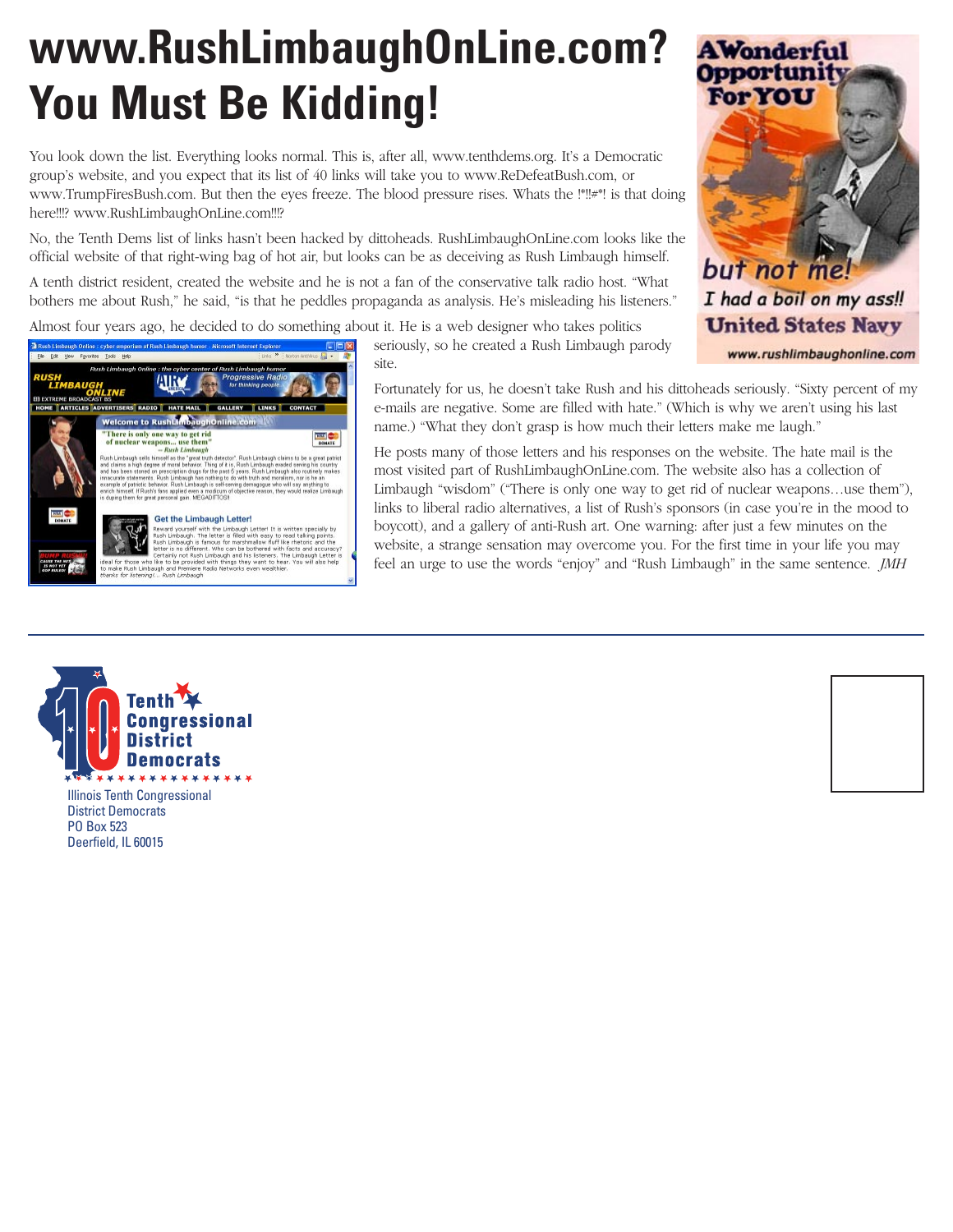# www.RushLimbaughOnLine.com? You Must Be Kidding!

You look down the list. Everything looks normal. This is, after all, www.tenthdems.org. It's a Democratic group's website, and you expect that its list of 40 links will take you to www.ReDefeatBush.com, or www.TrumpFiresBush.com. But then the eyes freeze. The blood pressure rises. Whats the !*!!#*! is that doing here!!!? www.RushLimbaughOnLine.com!!!?

No, the Tenth Dems list of links hasn't been hacked by dittoheads. RushLimbaughOnLine.com looks like the official website of that right-wing bag of hot air, but looks can be as deceiving as Rush Limbaugh himself.

A tenth district resident, created the website and he is not a fan of the conservative talk radio host. "What bothers me about Rush," he said, "is that he peddles propaganda as analysis. He's misleading his listeners."

Almost four years ago, he decided to do something about it. He is a web designer who takes politics seriously, so he created a Rush Limbaugh parody site.

Fortunately for us, he doesn't take Rush and his dittoheads seriously. "Sixty percent of my e-mails are negative. Some are filled with hate." (Which is why we aren't using his last name.) "What they don't grasp is how much their letters make me laugh."

He posts many of those letters and his responses on the website. The hate mail is the most visited part of RushLimbaughOnLine.com. The website also has a collection of Limbaugh "wisdom" ("There is only one way to get rid of nuclear weapons…use them"), links to liberal radio alternatives, a list of Rush's sponsors (in case you're in the mood to boycott), and a gallery of anti-Rush art. One warning: after just a few minutes on the website, a strange sensation may overcome you. For the first time in your life you may feel an urge to use the words "enjoy" and "Rush Limbaugh" in the same sentence. *JMH*

Tenth Congressional District Democrats

Illinois Tenth Congressional District Democrats
PO Box 523
Deerfield, IL 60015